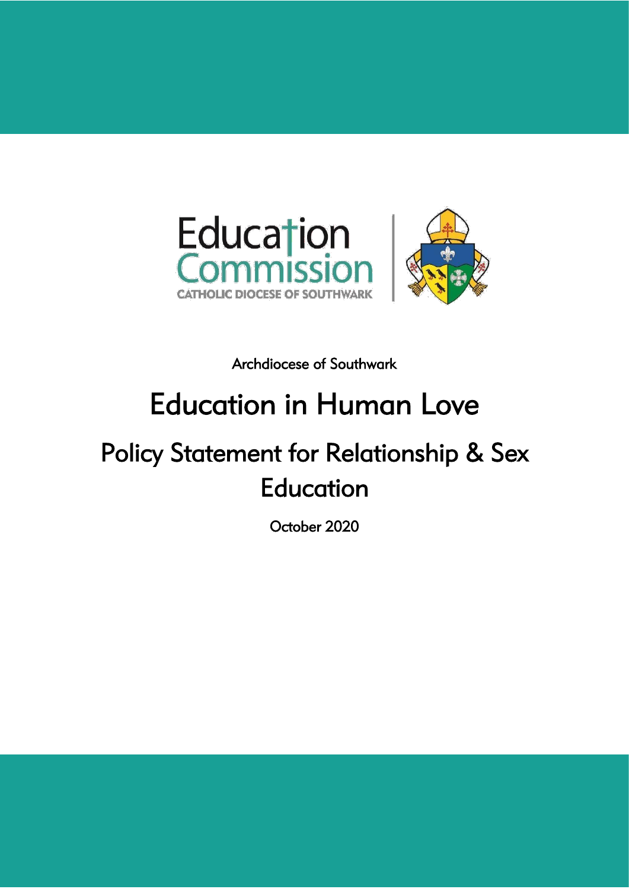Education Commission

CATHOLIC DIOCESE OF SOUTHWARK

Archdiocese of Southwark

# Education in Human Love

## Policy Statement for Relationship & Sex Education

October 2020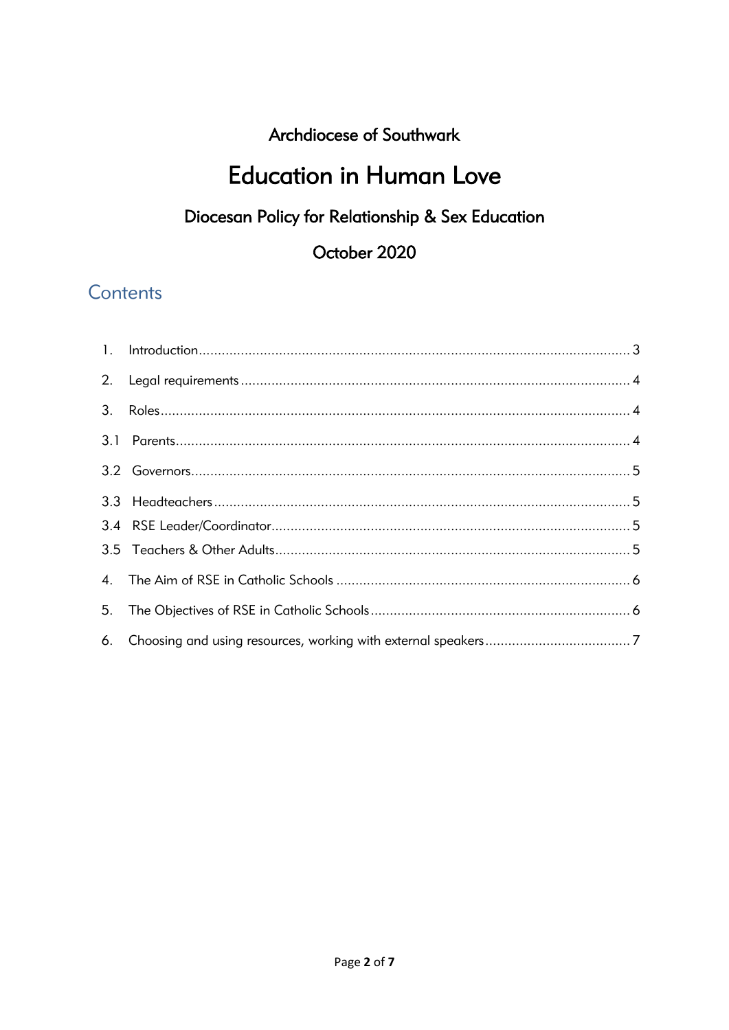Archdiocese of Southwark

# Education in Human Love

## Diocesan Policy for Relationship & Sex Education

## October 2020

## Contents

1. Introduction ........ 3
2. Legal requirements ........ 4
3. Roles ........ 4

3.1 Parents ........ 4

3.2 Governors ........ 5

3.3 Headteachers ........ 5

3.4 RSE Leader/Coordinator ........ 5

3.5 Teachers & Other Adults ........ 5

4. The Aim of RSE in Catholic Schools ........ 6
5. The Objectives of RSE in Catholic Schools ........ 6
6. Choosing and using resources, working with external speakers ........ 7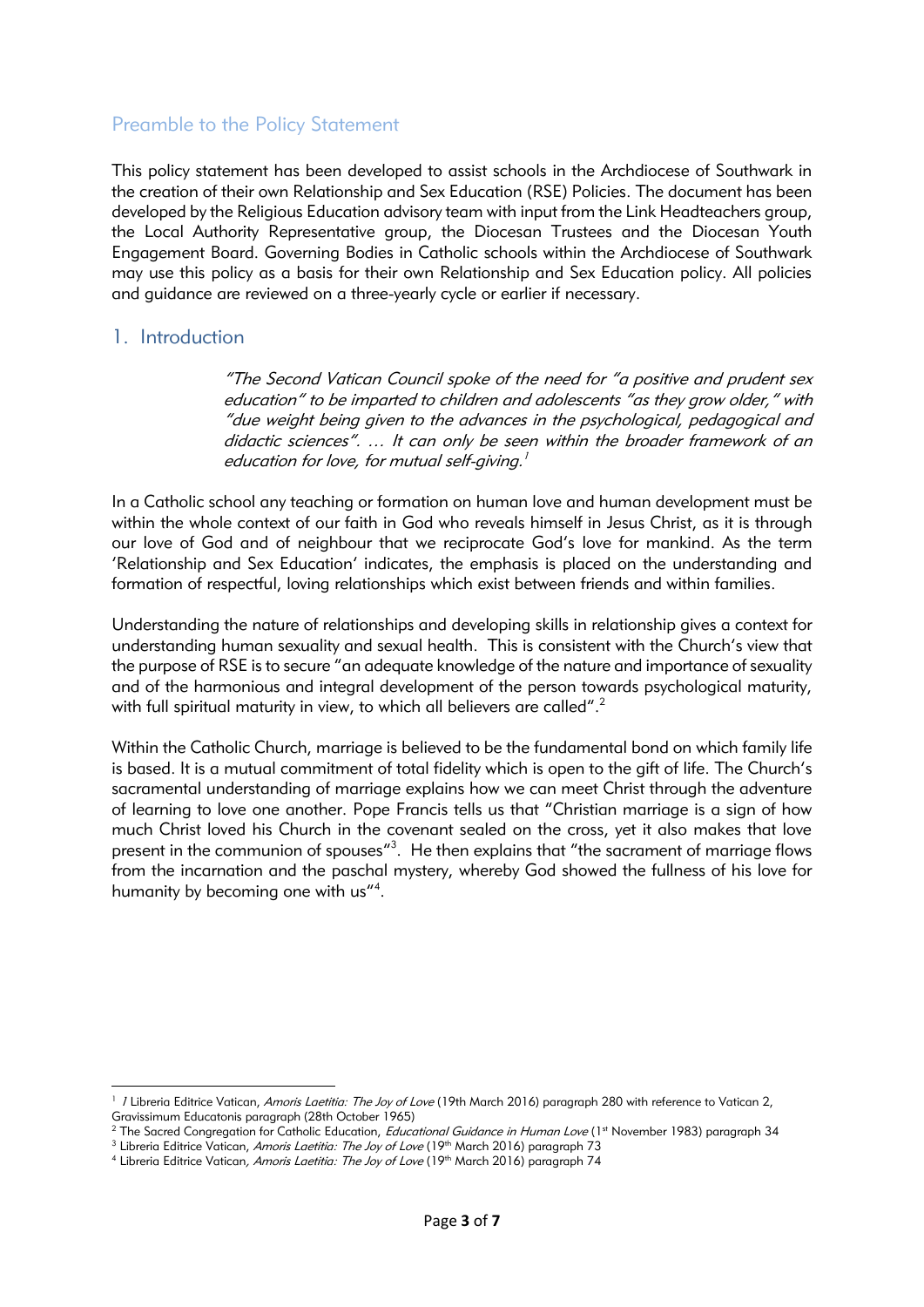## Preamble to the Policy Statement

This policy statement has been developed to assist schools in the Archdiocese of Southwark in the creation of their own Relationship and Sex Education (RSE) Policies. The document has been developed by the Religious Education advisory team with input from the Link Headteachers group, the Local Authority Representative group, the Diocesan Trustees and the Diocesan Youth Engagement Board. Governing Bodies in Catholic schools within the Archdiocese of Southwark may use this policy as a basis for their own Relationship and Sex Education policy. All policies and guidance are reviewed on a three-yearly cycle or earlier if necessary.

## 1. Introduction

> *"The Second Vatican Council spoke of the need for "a positive and prudent sex education" to be imparted to children and adolescents "as they grow older," with "due weight being given to the advances in the psychological, pedagogical and didactic sciences". … It can only be seen within the broader framework of an education for love, for mutual self-giving.*[1]

In a Catholic school any teaching or formation on human love and human development must be within the whole context of our faith in God who reveals himself in Jesus Christ, as it is through our love of God and of neighbour that we reciprocate God's love for mankind. As the term 'Relationship and Sex Education' indicates, the emphasis is placed on the understanding and formation of respectful, loving relationships which exist between friends and within families.

Understanding the nature of relationships and developing skills in relationship gives a context for understanding human sexuality and sexual health. This is consistent with the Church's view that the purpose of RSE is to secure "an adequate knowledge of the nature and importance of sexuality and of the harmonious and integral development of the person towards psychological maturity, with full spiritual maturity in view, to which all believers are called".[2]

Within the Catholic Church, marriage is believed to be the fundamental bond on which family life is based. It is a mutual commitment of total fidelity which is open to the gift of life. The Church's sacramental understanding of marriage explains how we can meet Christ through the adventure of learning to love one another. Pope Francis tells us that "Christian marriage is a sign of how much Christ loved his Church in the covenant sealed on the cross, yet it also makes that love present in the communion of spouses"[3]. He then explains that "the sacrament of marriage flows from the incarnation and the paschal mystery, whereby God showed the fullness of his love for humanity by becoming one with us"[4].

---

[1] *1* Libreria Editrice Vatican, *Amoris Laetitia: The Joy of Love* (19th March 2016) paragraph 280 with reference to Vatican 2, Gravissimum Educatonis paragraph (28th October 1965)

[2] The Sacred Congregation for Catholic Education, *Educational Guidance in Human Love* (1st November 1983) paragraph 34

[3] Libreria Editrice Vatican, *Amoris Laetitia: The Joy of Love* (19th March 2016) paragraph 73

[4] Libreria Editrice Vatican, *Amoris Laetitia: The Joy of Love* (19th March 2016) paragraph 74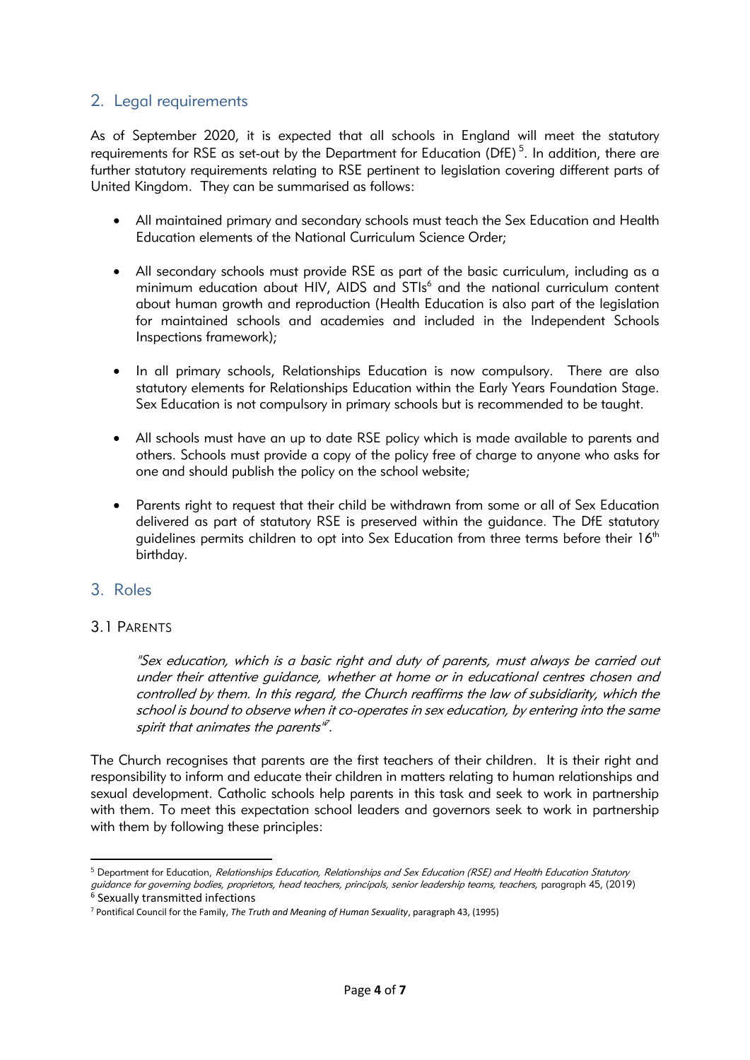## 2. Legal requirements

As of September 2020, it is expected that all schools in England will meet the statutory requirements for RSE as set-out by the Department for Education (DfE)[5]. In addition, there are further statutory requirements relating to RSE pertinent to legislation covering different parts of United Kingdom. They can be summarised as follows:

- All maintained primary and secondary schools must teach the Sex Education and Health Education elements of the National Curriculum Science Order;
- All secondary schools must provide RSE as part of the basic curriculum, including as a minimum education about HIV, AIDS and STIs[6] and the national curriculum content about human growth and reproduction (Health Education is also part of the legislation for maintained schools and academies and included in the Independent Schools Inspections framework);
- In all primary schools, Relationships Education is now compulsory. There are also statutory elements for Relationships Education within the Early Years Foundation Stage. Sex Education is not compulsory in primary schools but is recommended to be taught.
- All schools must have an up to date RSE policy which is made available to parents and others. Schools must provide a copy of the policy free of charge to anyone who asks for one and should publish the policy on the school website;
- Parents right to request that their child be withdrawn from some or all of Sex Education delivered as part of statutory RSE is preserved within the guidance. The DfE statutory guidelines permits children to opt into Sex Education from three terms before their 16th birthday.

## 3. Roles

### 3.1 Parents

> *"Sex education, which is a basic right and duty of parents, must always be carried out under their attentive guidance, whether at home or in educational centres chosen and controlled by them. In this regard, the Church reaffirms the law of subsidiarity, which the school is bound to observe when it co-operates in sex education, by entering into the same spirit that animates the parents"*[7].

The Church recognises that parents are the first teachers of their children. It is their right and responsibility to inform and educate their children in matters relating to human relationships and sexual development. Catholic schools help parents in this task and seek to work in partnership with them. To meet this expectation school leaders and governors seek to work in partnership with them by following these principles:

---

[5] Department for Education, *Relationships Education, Relationships and Sex Education (RSE) and Health Education Statutory guidance for governing bodies, proprietors, head teachers, principals, senior leadership teams, teachers,* paragraph 45, (2019)

[6] Sexually transmitted infections

[7] Pontifical Council for the Family, *The Truth and Meaning of Human Sexuality*, paragraph 43, (1995)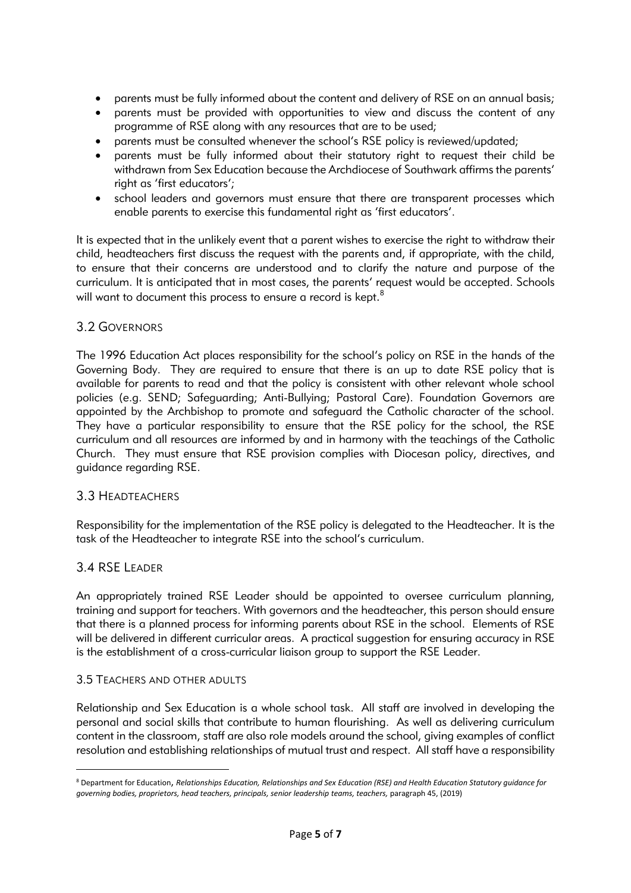- parents must be fully informed about the content and delivery of RSE on an annual basis;
- parents must be provided with opportunities to view and discuss the content of any programme of RSE along with any resources that are to be used;
- parents must be consulted whenever the school's RSE policy is reviewed/updated;
- parents must be fully informed about their statutory right to request their child be withdrawn from Sex Education because the Archdiocese of Southwark affirms the parents' right as 'first educators';
- school leaders and governors must ensure that there are transparent processes which enable parents to exercise this fundamental right as 'first educators'.

It is expected that in the unlikely event that a parent wishes to exercise the right to withdraw their child, headteachers first discuss the request with the parents and, if appropriate, with the child, to ensure that their concerns are understood and to clarify the nature and purpose of the curriculum. It is anticipated that in most cases, the parents' request would be accepted. Schools will want to document this process to ensure a record is kept.[8]

## 3.2 Governors

The 1996 Education Act places responsibility for the school's policy on RSE in the hands of the Governing Body. They are required to ensure that there is an up to date RSE policy that is available for parents to read and that the policy is consistent with other relevant whole school policies (e.g. SEND; Safeguarding; Anti-Bullying; Pastoral Care). Foundation Governors are appointed by the Archbishop to promote and safeguard the Catholic character of the school. They have a particular responsibility to ensure that the RSE policy for the school, the RSE curriculum and all resources are informed by and in harmony with the teachings of the Catholic Church. They must ensure that RSE provision complies with Diocesan policy, directives, and guidance regarding RSE.

## 3.3 Headteachers

Responsibility for the implementation of the RSE policy is delegated to the Headteacher. It is the task of the Headteacher to integrate RSE into the school's curriculum.

## 3.4 RSE Leader

An appropriately trained RSE Leader should be appointed to oversee curriculum planning, training and support for teachers. With governors and the headteacher, this person should ensure that there is a planned process for informing parents about RSE in the school. Elements of RSE will be delivered in different curricular areas. A practical suggestion for ensuring accuracy in RSE is the establishment of a cross-curricular liaison group to support the RSE Leader.

### 3.5 Teachers and other adults

Relationship and Sex Education is a whole school task. All staff are involved in developing the personal and social skills that contribute to human flourishing. As well as delivering curriculum content in the classroom, staff are also role models around the school, giving examples of conflict resolution and establishing relationships of mutual trust and respect. All staff have a responsibility

---

[8] Department for Education, *Relationships Education, Relationships and Sex Education (RSE) and Health Education Statutory guidance for governing bodies, proprietors, head teachers, principals, senior leadership teams, teachers,* paragraph 45, (2019)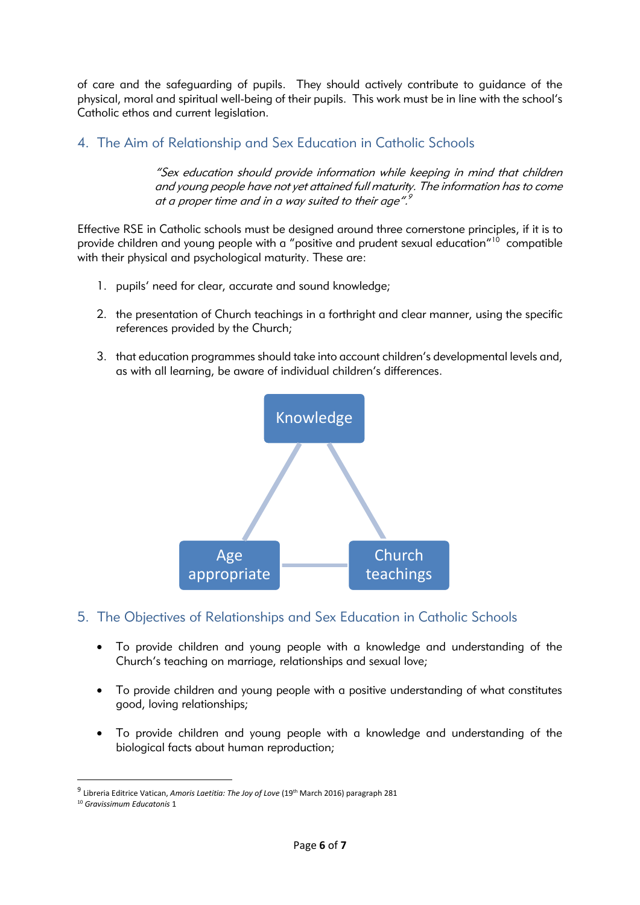of care and the safeguarding of pupils. They should actively contribute to guidance of the physical, moral and spiritual well-being of their pupils. This work must be in line with the school's Catholic ethos and current legislation.

## 4. The Aim of Relationship and Sex Education in Catholic Schools

> *"Sex education should provide information while keeping in mind that children and young people have not yet attained full maturity. The information has to come at a proper time and in a way suited to their age".*[9]

Effective RSE in Catholic schools must be designed around three cornerstone principles, if it is to provide children and young people with a "positive and prudent sexual education"[10] compatible with their physical and psychological maturity. These are:

1. pupils' need for clear, accurate and sound knowledge;

2. the presentation of Church teachings in a forthright and clear manner, using the specific references provided by the Church;

3. that education programmes should take into account children's developmental levels and, as with all learning, be aware of individual children's differences.

Knowledge

Age appropriate

Church teachings

## 5. The Objectives of Relationships and Sex Education in Catholic Schools

- To provide children and young people with a knowledge and understanding of the Church's teaching on marriage, relationships and sexual love;

- To provide children and young people with a positive understanding of what constitutes good, loving relationships;

- To provide children and young people with a knowledge and understanding of the biological facts about human reproduction;

---

[9] Libreria Editrice Vatican, *Amoris Laetitia: The Joy of Love* (19th March 2016) paragraph 281

[10] *Gravissimum Educatonis* 1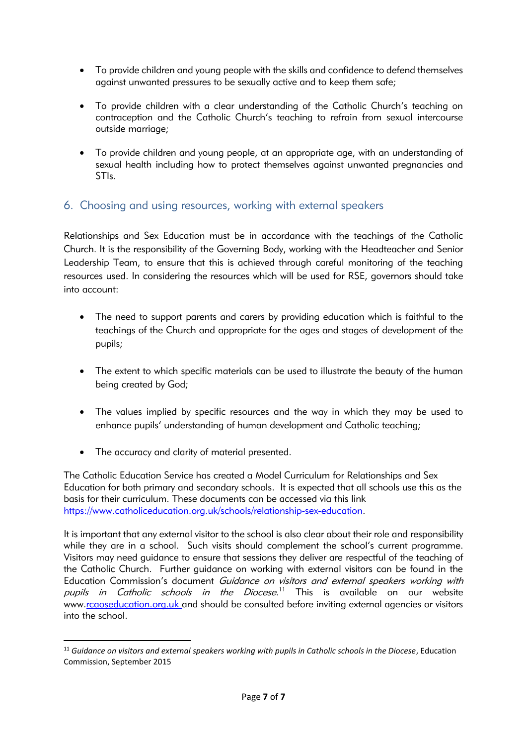- To provide children and young people with the skills and confidence to defend themselves against unwanted pressures to be sexually active and to keep them safe;

- To provide children with a clear understanding of the Catholic Church's teaching on contraception and the Catholic Church's teaching to refrain from sexual intercourse outside marriage;

- To provide children and young people, at an appropriate age, with an understanding of sexual health including how to protect themselves against unwanted pregnancies and STIs.

## 6. Choosing and using resources, working with external speakers

Relationships and Sex Education must be in accordance with the teachings of the Catholic Church. It is the responsibility of the Governing Body, working with the Headteacher and Senior Leadership Team, to ensure that this is achieved through careful monitoring of the teaching resources used. In considering the resources which will be used for RSE, governors should take into account:

- The need to support parents and carers by providing education which is faithful to the teachings of the Church and appropriate for the ages and stages of development of the pupils;

- The extent to which specific materials can be used to illustrate the beauty of the human being created by God;

- The values implied by specific resources and the way in which they may be used to enhance pupils' understanding of human development and Catholic teaching;

- The accuracy and clarity of material presented.

The Catholic Education Service has created a Model Curriculum for Relationships and Sex Education for both primary and secondary schools. It is expected that all schools use this as the basis for their curriculum. These documents can be accessed via this link https://www.catholiceducation.org.uk/schools/relationship-sex-education.

It is important that any external visitor to the school is also clear about their role and responsibility while they are in a school. Such visits should complement the school's current programme. Visitors may need guidance to ensure that sessions they deliver are respectful of the teaching of the Catholic Church. Further guidance on working with external visitors can be found in the Education Commission's document *Guidance on visitors and external speakers working with pupils in Catholic schools in the Diocese*.[11] This is available on our website www.rcaoseducation.org.uk and should be consulted before inviting external agencies or visitors into the school.

[11] *Guidance on visitors and external speakers working with pupils in Catholic schools in the Diocese*, Education Commission, September 2015